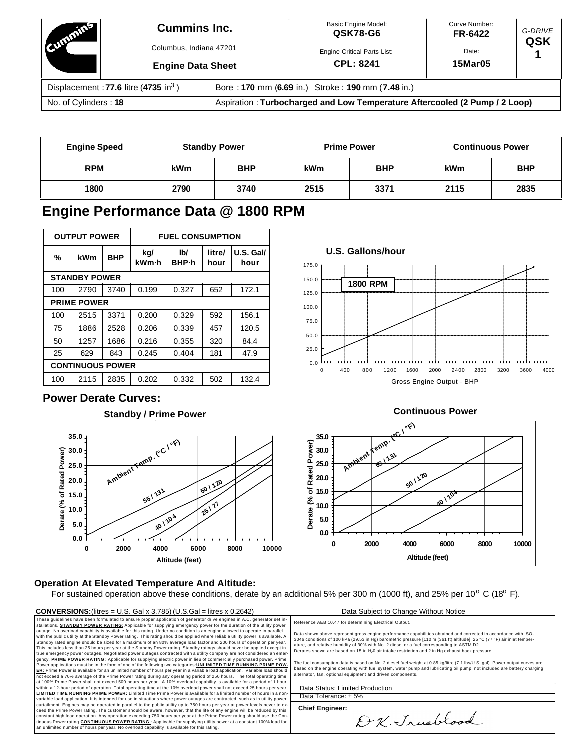| Cummins Inc. | Basic Engine Model: **QSK78-G6** | Curve Number: **FR-6422** | *G-DRIVE* **QSK 1** |
|---|---|---|---|
| Columbus, Indiana 47201 | Engine Critical Parts List: **CPL: 8241** | Date: **15Mar05** | |
| **Engine Data Sheet** | | | |

| | |
|---|---|
| Displacement : **77.6** litre (**4735** in$^3$) | Bore : **170** mm (**6.69** in.) Stroke : **190** mm (**7.48** in.) |
| No. of Cylinders : **18** | Aspiration : **Turbocharged and Low Temperature Aftercooled (2 Pump / 2 Loop)** |

| Engine Speed | Standby Power | | Prime Power | | Continuous Power | |
|---|---|---|---|---|---|---|
| **RPM** | **kWm** | **BHP** | **kWm** | **BHP** | **kWm** | **BHP** |
| **1800** | **2790** | **3740** | **2515** | **3371** | **2115** | **2835** |

# Engine Performance Data @ 1800 RPM

| OUTPUT POWER | | | FUEL CONSUMPTION | | | |
|---|---|---|---|---|---|---|
| **%** | **kWm** | **BHP** | **kg/ kWm·h** | **lb/ BHP·h** | **litre/ hour** | **U.S. Gal/ hour** |
| **STANDBY POWER** | | | | | | |
| 100 | 2790 | 3740 | 0.199 | 0.327 | 652 | 172.1 |
| **PRIME POWER** | | | | | | |
| 100 | 2515 | 3371 | 0.200 | 0.329 | 592 | 156.1 |
| 75 | 1886 | 2528 | 0.206 | 0.339 | 457 | 120.5 |
| 50 | 1257 | 1686 | 0.216 | 0.355 | 320 | 84.4 |
| 25 | 629 | 843 | 0.245 | 0.404 | 181 | 47.9 |
| **CONTINUOUS POWER** | | | | | | |
| 100 | 2115 | 2835 | 0.202 | 0.332 | 502 | 132.4 |

**U.S. Gallons/hour**

1800 RPM

Gross Engine Output - BHP

## Power Derate Curves:

**Standby / Prime Power**

Ambient Temp. (°C / °F): 55 / 131, 50 / 120, 40 / 104, 25 / 77

Derate (% of Rated Power) vs. Altitude (feet)

**Continuous Power**

Ambient Temp. (°C / °F): 55 / 131, 50 / 120, 40 / 104

Derate (% of Rated Power) vs. Altitude (feet)

### Operation At Elevated Temperature And Altitude:

For sustained operation above these conditions, derate by an additional 5% per 300 m (1000 ft), and 25% per 10° C (18° F).

**CONVERSIONS:** (litres = U.S. Gal x 3.785) (U.S.Gal = litres x 0.2642)

Data Subject to Change Without Notice

These guidelines have been formulated to ensure proper application of generator drive engines in A.C. generator set installations. **STANDBY POWER RATING:** Applicable for supplying emergency power for the duration of the utility power outage. No overload capability is available for this rating. Under no condition is an engine allowed to operate in parallel with the public utility at the Standby Power rating. This rating should be applied where reliable utility power is available. A Standby rated engine should be sized for a maximum of an 80% average load factor and 200 hours of operation per year. This includes less than 25 hours per year at the Standby Power rating. Standby ratings should never be applied except in true emergency power outages. Negotiated power outages contracted with a utility company are not considered an emergency. **PRIME POWER RATING:** Applicable for supplying electric power in lieu of commercially purchased power. Prime Power applications must be in the form of one of the following two categories: **UNLIMITED TIME RUNNING PRIME POWER:** Prime Power is available for an unlimited number of hours per year in a variable load application. Variable load should not exceed a 70% average of the Prime Power rating during any operating period of 250 hours. The total operating time at 100% Prime Power shall not exceed 500 hours per year. A 10% overload capability is available for a period of 1 hour within a 12-hour period of operation. Total operating time at the 10% overload power shall not exceed 25 hours per year. **LIMITED TIME RUNNING PRIME POWER:** Limited Time Prime Power is available for a limited number of hours in a non-variable load application. It is intended for use in situations where power outages are contracted, such as in utility power curtailment. Engines may be operated in parallel to the public utility up to 750 hours per year at power levels never to exceed the Prime Power rating. The customer should be aware, however, that the life of any engine will be reduced by this constant high load operation. Any operation exceeding 750 hours per year at the Prime Power rating should use the Continuous Power rating. **CONTINUOUS POWER RATING:** Applicable for supplying utility power at a constant 100% load for an unlimited number of hours per year. No overload capability is available for this rating.

Reference AEB 10.47 for determining Electrical Output.

Data shown above represent gross engine performance capabilities obtained and corrected in accordance with ISO-3046 conditions of 100 kPa (29.53 in Hg) barometric pressure [110 m (361 ft) altitude], 25 °C (77 °F) air inlet temperature, and relative humidity of 30% with No. 2 diesel or a fuel corresponding to ASTM D2. Derates shown are based on 15 in $H_2O$ air intake restriction and 2 in Hg exhaust back pressure.

The fuel consumption data is based on No. 2 diesel fuel weight at 0.85 kg/litre (7.1 lbs/U.S. gal). Power output curves are based on the engine operating with fuel system, water pump and lubricating oil pump; not included are battery charging alternator, fan, optional equipment and driven components.

Data Status: Limited Production

Data Tolerance: ± 5%

**Chief Engineer:** D K. Trueblood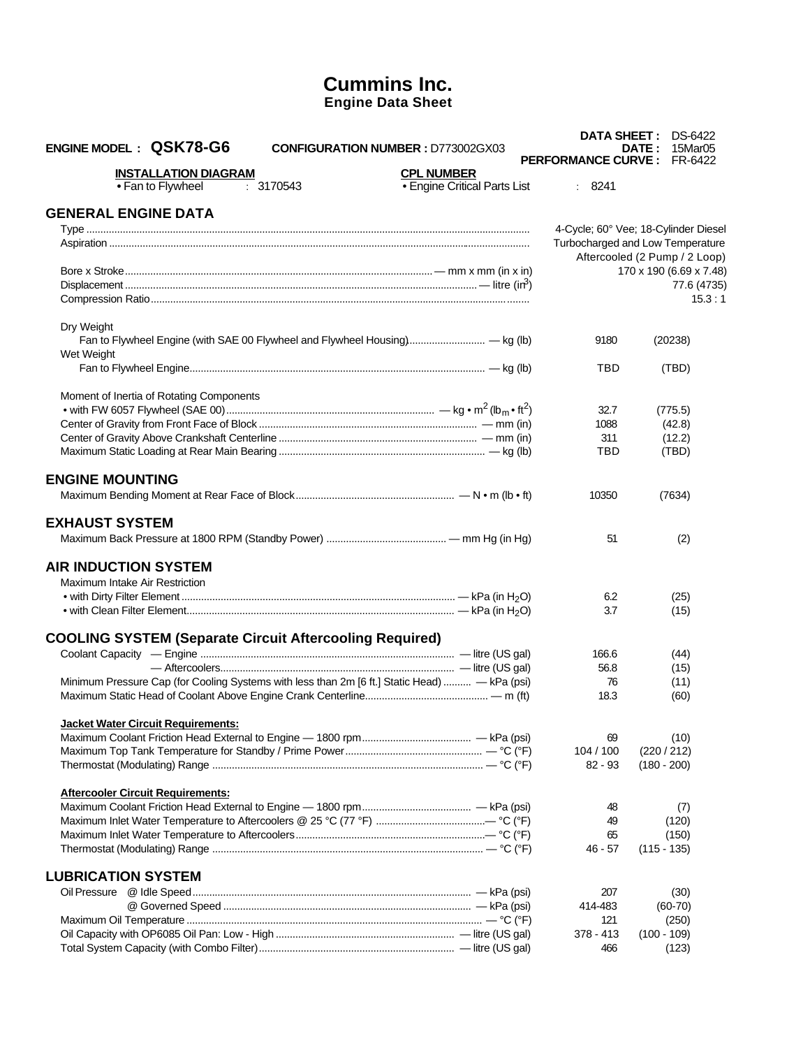# Cummins Inc.
## Engine Data Sheet

**ENGINE MODEL : QSK78-G6** **CONFIGURATION NUMBER :** D773002GX03

**DATA SHEET :** DS-6422
**DATE :** 15Mar05
**PERFORMANCE CURVE :** FR-6422

**INSTALLATION DIAGRAM**
- Fan to Flywheel : 3170543

**CPL NUMBER**
- Engine Critical Parts List : 8241

## GENERAL ENGINE DATA

| | | |
|---|---|---|
| Type | 4-Cycle; 60° Vee; 18-Cylinder Diesel | |
| Aspiration | Turbocharged and Low Temperature Aftercooled (2 Pump / 2 Loop) | |
| Bore x Stroke — mm x mm (in x in) | 170 x 190 | (6.69 x 7.48) |
| Displacement — litre ($in^3$) | 77.6 | (4735) |
| Compression Ratio | 15.3 : 1 | |

Dry Weight

| | | |
|---|---|---|
| Fan to Flywheel Engine (with SAE 00 Flywheel and Flywheel Housing) — kg (lb) | 9180 | (20238) |

Wet Weight

| | | |
|---|---|---|
| Fan to Flywheel Engine — kg (lb) | TBD | (TBD) |

Moment of Inertia of Rotating Components

| | | |
|---|---|---|
| • with FW 6057 Flywheel (SAE 00) — $kg \cdot m^2$ ($lb_m \cdot ft^2$) | 32.7 | (775.5) |
| Center of Gravity from Front Face of Block — mm (in) | 1088 | (42.8) |
| Center of Gravity Above Crankshaft Centerline — mm (in) | 311 | (12.2) |
| Maximum Static Loading at Rear Main Bearing — kg (lb) | TBD | (TBD) |

## ENGINE MOUNTING

| | | |
|---|---|---|
| Maximum Bending Moment at Rear Face of Block — N • m (lb • ft) | 10350 | (7634) |

## EXHAUST SYSTEM

| | | |
|---|---|---|
| Maximum Back Pressure at 1800 RPM (Standby Power) — mm Hg (in Hg) | 51 | (2) |

## AIR INDUCTION SYSTEM

Maximum Intake Air Restriction

| | | |
|---|---|---|
| • with Dirty Filter Element — kPa (in $H_2O$) | 6.2 | (25) |
| • with Clean Filter Element — kPa (in $H_2O$) | 3.7 | (15) |

## COOLING SYSTEM (Separate Circuit Aftercooling Required)

| | | |
|---|---|---|
| Coolant Capacity — Engine — litre (US gal) | 166.6 | (44) |
| — Aftercoolers — litre (US gal) | 56.8 | (15) |
| Minimum Pressure Cap (for Cooling Systems with less than 2m [6 ft.] Static Head) — kPa (psi) | 76 | (11) |
| Maximum Static Head of Coolant Above Engine Crank Centerline — m (ft) | 18.3 | (60) |

**Jacket Water Circuit Requirements:**

| | | |
|---|---|---|
| Maximum Coolant Friction Head External to Engine — 1800 rpm — kPa (psi) | 69 | (10) |
| Maximum Top Tank Temperature for Standby / Prime Power — °C (°F) | 104 / 100 | (220 / 212) |
| Thermostat (Modulating) Range — °C (°F) | 82 - 93 | (180 - 200) |

**Aftercooler Circuit Requirements:**

| | | |
|---|---|---|
| Maximum Coolant Friction Head External to Engine — 1800 rpm — kPa (psi) | 48 | (7) |
| Maximum Inlet Water Temperature to Aftercoolers @ 25 °C (77 °F) — °C (°F) | 49 | (120) |
| Maximum Inlet Water Temperature to Aftercoolers — °C (°F) | 65 | (150) |
| Thermostat (Modulating) Range — °C (°F) | 46 - 57 | (115 - 135) |

## LUBRICATION SYSTEM

| | | |
|---|---|---|
| Oil Pressure @ Idle Speed — kPa (psi) | 207 | (30) |
| @ Governed Speed — kPa (psi) | 414-483 | (60-70) |
| Maximum Oil Temperature — °C (°F) | 121 | (250) |
| Oil Capacity with OP6085 Oil Pan: Low - High — litre (US gal) | 378 - 413 | (100 - 109) |
| Total System Capacity (with Combo Filter) — litre (US gal) | 466 | (123) |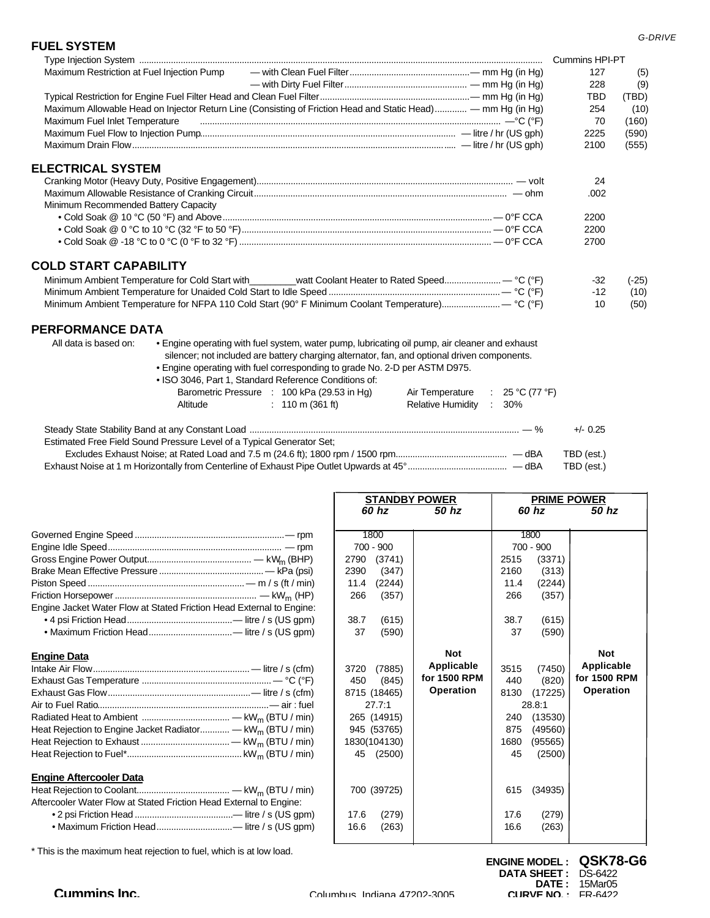## FUEL SYSTEM

| | | | |
|---|---|---|---|
| Type Injection System | | Cummins HPI-PT | |
| Maximum Restriction at Fuel Injection Pump — with Clean Fuel Filter | — mm Hg (in Hg) | 127 | (5) |
| — with Dirty Fuel Filter | — mm Hg (in Hg) | 228 | (9) |
| Typical Restriction for Engine Fuel Filter Head and Clean Fuel Filter | — mm Hg (in Hg) | TBD | (TBD) |
| Maximum Allowable Head on Injector Return Line (Consisting of Friction Head and Static Head) | — mm Hg (in Hg) | 254 | (10) |
| Maximum Fuel Inlet Temperature | —°C (°F) | 70 | (160) |
| Maximum Fuel Flow to Injection Pump | — litre / hr (US gph) | 2225 | (590) |
| Maximum Drain Flow | — litre / hr (US gph) | 2100 | (555) |

## ELECTRICAL SYSTEM

| | | |
|---|---|---|
| Cranking Motor (Heavy Duty, Positive Engagement) | — volt | 24 |
| Maximum Allowable Resistance of Cranking Circuit | — ohm | .002 |
| Minimum Recommended Battery Capacity | | |
| • Cold Soak @ 10 °C (50 °F) and Above | — 0°F CCA | 2200 |
| • Cold Soak @ 0 °C to 10 °C (32 °F to 50 °F) | — 0°F CCA | 2200 |
| • Cold Soak @ -18 °C to 0 °C (0 °F to 32 °F) | — 0°F CCA | 2700 |

## COLD START CAPABILITY

| | | | |
|---|---|---|---|
| Minimum Ambient Temperature for Cold Start with_________watt Coolant Heater to Rated Speed | — °C (°F) | -32 | (-25) |
| Minimum Ambient Temperature for Unaided Cold Start to Idle Speed | — °C (°F) | -12 | (10) |
| Minimum Ambient Temperature for NFPA 110 Cold Start (90° F Minimum Coolant Temperature) | — °C (°F) | 10 | (50) |

## PERFORMANCE DATA

All data is based on:
- Engine operating with fuel system, water pump, lubricating oil pump, air cleaner and exhaust silencer; not included are battery charging alternator, fan, and optional driven components.
- Engine operating with fuel corresponding to grade No. 2-D per ASTM D975.
- ISO 3046, Part 1, Standard Reference Conditions of:
  - Barometric Pressure : 100 kPa (29.53 in Hg) Air Temperature : 25 °C (77 °F)
  - Altitude : 110 m (361 ft) Relative Humidity : 30%

| | | |
|---|---|---|
| Steady State Stability Band at any Constant Load | — % | +/- 0.25 |
| Estimated Free Field Sound Pressure Level of a Typical Generator Set; Excludes Exhaust Noise; at Rated Load and 7.5 m (24.6 ft); 1800 rpm / 1500 rpm | — dBA | TBD (est.) |
| Exhaust Noise at 1 m Horizontally from Centerline of Exhaust Pipe Outlet Upwards at 45° | — dBA | TBD (est.) |

| | STANDBY POWER | | PRIME POWER | |
|---|---|---|---|---|
| | *60 hz* | *50 hz* | *60 hz* | *50 hz* |
| Governed Engine Speed — rpm | 1800 | | 1800 | |
| Engine Idle Speed — rpm | 700 - 900 | | 700 - 900 | |
| Gross Engine Power Output — $kW_m$ (BHP) | 2790 (3741) | | 2515 (3371) | |
| Brake Mean Effective Pressure — kPa (psi) | 2390 (347) | | 2160 (313) | |
| Piston Speed — m / s (ft / min) | 11.4 (2244) | | 11.4 (2244) | |
| Friction Horsepower — $kW_m$ (HP) | 266 (357) | | 266 (357) | |
| Engine Jacket Water Flow at Stated Friction Head External to Engine: | | | | |
| • 4 psi Friction Head — litre / s (US gpm) | 38.7 (615) | | 38.7 (615) | |
| • Maximum Friction Head — litre / s (US gpm) | 37 (590) | | 37 (590) | |
| **Engine Data** | | **Not Applicable for 1500 RPM Operation** | | **Not Applicable for 1500 RPM Operation** |
| Intake Air Flow — litre / s (cfm) | 3720 (7885) | | 3515 (7450) | |
| Exhaust Gas Temperature — °C (°F) | 450 (845) | | 440 (820) | |
| Exhaust Gas Flow — litre / s (cfm) | 8715 (18465) | | 8130 (17225) | |
| Air to Fuel Ratio — air : fuel | 27.7:1 | | 28.8:1 | |
| Radiated Heat to Ambient — $kW_m$ (BTU / min) | 265 (14915) | | 240 (13530) | |
| Heat Rejection to Engine Jacket Radiator — $kW_m$ (BTU / min) | 945 (53765) | | 875 (49560) | |
| Heat Rejection to Exhaust — $kW_m$ (BTU / min) | 1830(104130) | | 1680 (95565) | |
| Heat Rejection to Fuel* $kW_m$ (BTU / min) | 45 (2500) | | 45 (2500) | |
| **Engine Aftercooler Data** | | | | |
| Heat Rejection to Coolant — $kW_m$ (BTU / min) | 700 (39725) | | 615 (34935) | |
| Aftercooler Water Flow at Stated Friction Head External to Engine: | | | | |
| • 2 psi Friction Head — litre / s (US gpm) | 17.6 (279) | | 17.6 (279) | |
| • Maximum Friction Head — litre / s (US gpm) | 16.6 (263) | | 16.6 (263) | |

\* This is the maximum heat rejection to fuel, which is at low load.

**ENGINE MODEL :** **QSK78-G6**
**DATA SHEET :** DS-6422
**DATE :** 15Mar05
**CURVE NO. :** FR-6422

**Cummins Inc.** Columbus, Indiana 47202-3005